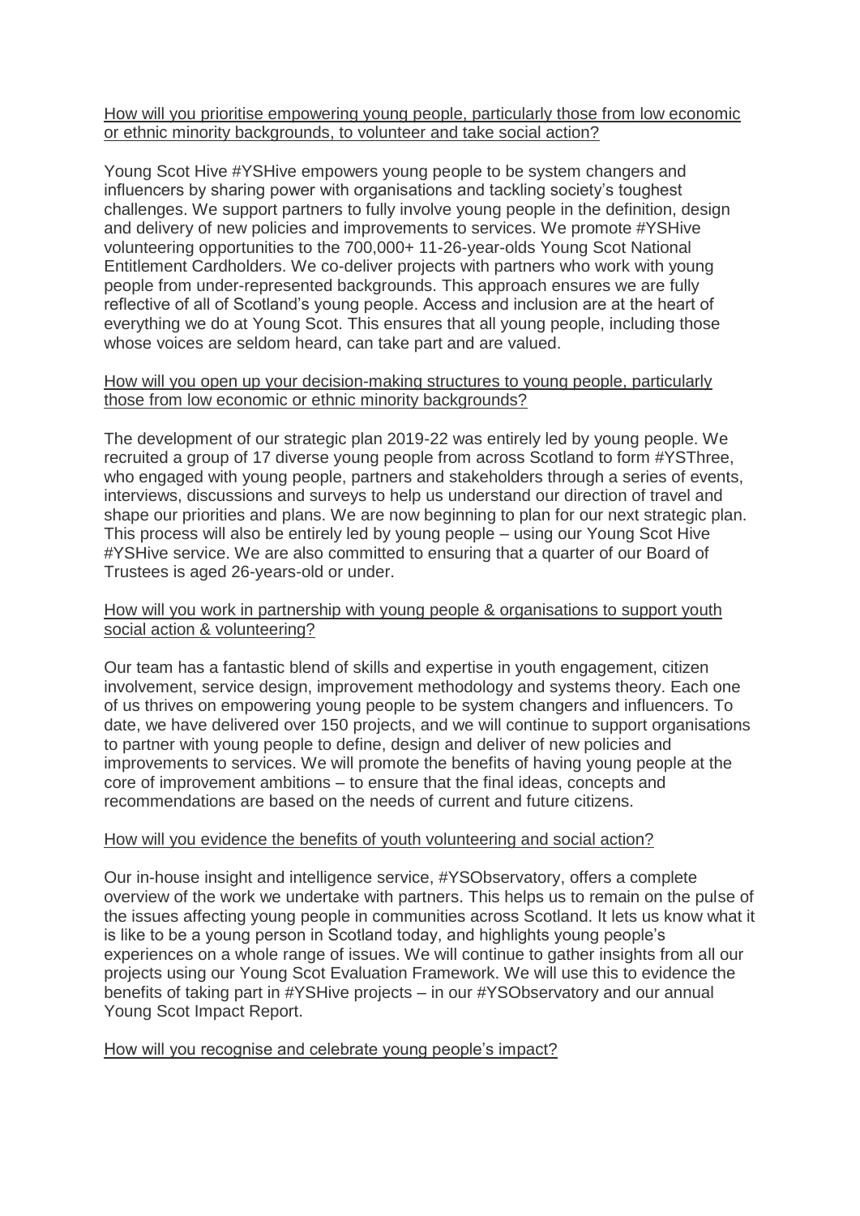How will you prioritise empowering young people, particularly those from low economic or ethnic minority backgrounds, to volunteer and take social action?

Young Scot Hive #YSHive empowers young people to be system changers and influencers by sharing power with organisations and tackling society's toughest challenges. We support partners to fully involve young people in the definition, design and delivery of new policies and improvements to services. We promote #YSHive volunteering opportunities to the 700,000+ 11-26-year-olds Young Scot National Entitlement Cardholders. We co-deliver projects with partners who work with young people from under-represented backgrounds. This approach ensures we are fully reflective of all of Scotland's young people. Access and inclusion are at the heart of everything we do at Young Scot. This ensures that all young people, including those whose voices are seldom heard, can take part and are valued.

How will you open up your decision-making structures to young people, particularly those from low economic or ethnic minority backgrounds?

The development of our strategic plan 2019-22 was entirely led by young people. We recruited a group of 17 diverse young people from across Scotland to form #YSThree, who engaged with young people, partners and stakeholders through a series of events, interviews, discussions and surveys to help us understand our direction of travel and shape our priorities and plans. We are now beginning to plan for our next strategic plan. This process will also be entirely led by young people – using our Young Scot Hive #YSHive service. We are also committed to ensuring that a quarter of our Board of Trustees is aged 26-years-old or under.

How will you work in partnership with young people & organisations to support youth social action & volunteering?

Our team has a fantastic blend of skills and expertise in youth engagement, citizen involvement, service design, improvement methodology and systems theory. Each one of us thrives on empowering young people to be system changers and influencers. To date, we have delivered over 150 projects, and we will continue to support organisations to partner with young people to define, design and deliver of new policies and improvements to services. We will promote the benefits of having young people at the core of improvement ambitions – to ensure that the final ideas, concepts and recommendations are based on the needs of current and future citizens.

How will you evidence the benefits of youth volunteering and social action?

Our in-house insight and intelligence service, #YSObservatory, offers a complete overview of the work we undertake with partners. This helps us to remain on the pulse of the issues affecting young people in communities across Scotland. It lets us know what it is like to be a young person in Scotland today, and highlights young people's experiences on a whole range of issues. We will continue to gather insights from all our projects using our Young Scot Evaluation Framework. We will use this to evidence the benefits of taking part in #YSHive projects – in our #YSObservatory and our annual Young Scot Impact Report.

How will you recognise and celebrate young people's impact?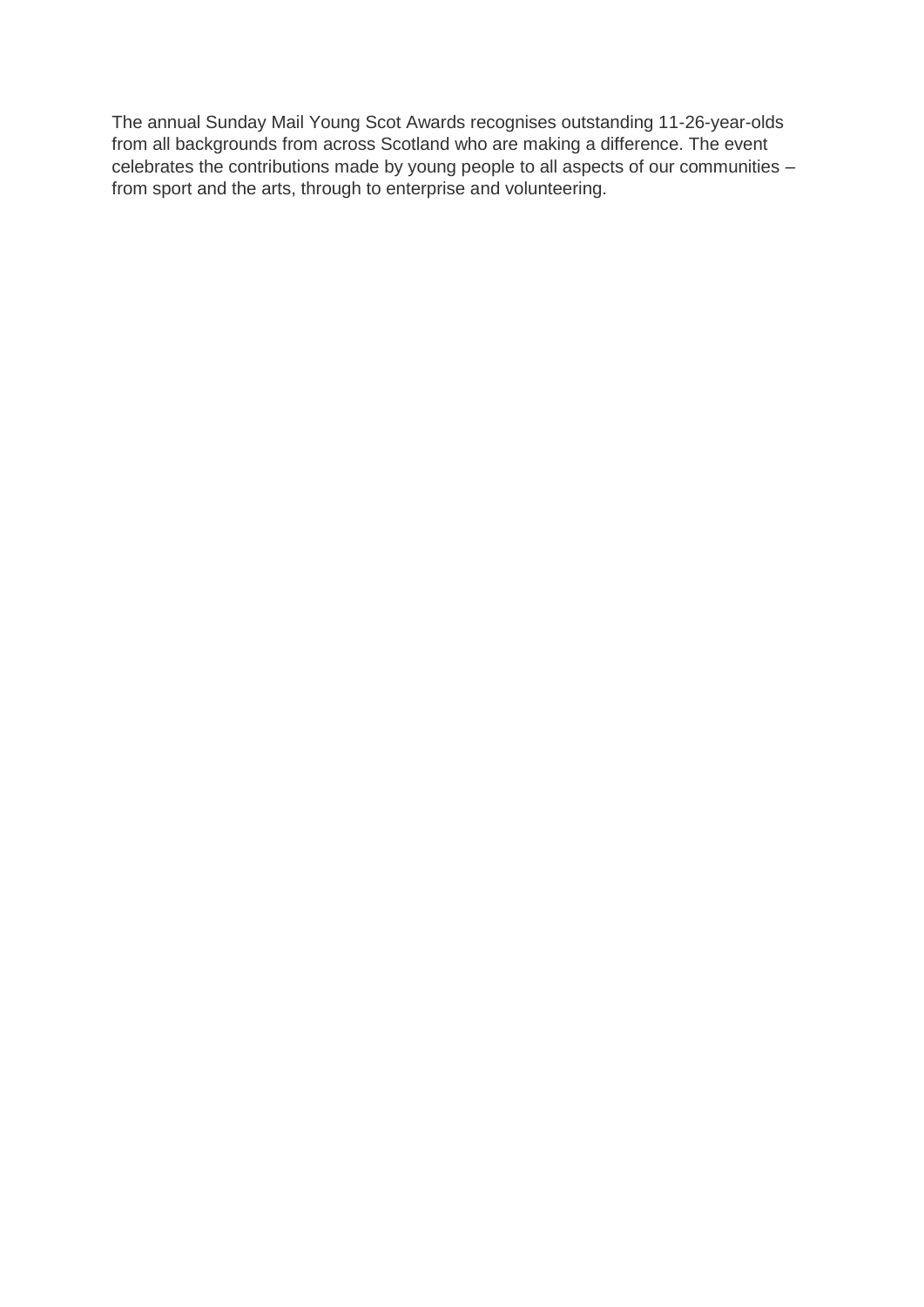The annual Sunday Mail Young Scot Awards recognises outstanding 11-26-year-olds from all backgrounds from across Scotland who are making a difference. The event celebrates the contributions made by young people to all aspects of our communities – from sport and the arts, through to enterprise and volunteering.